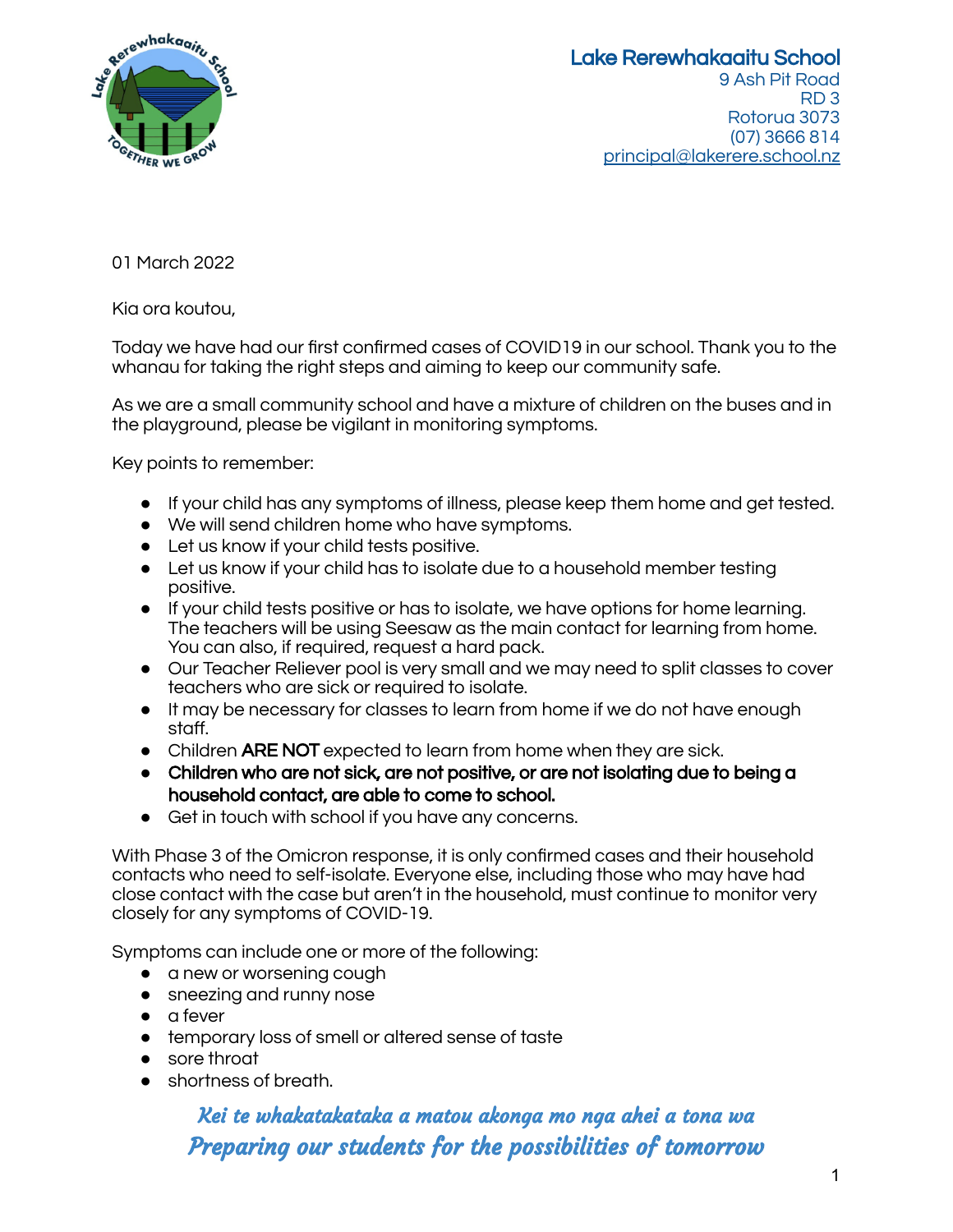**Lake Rerewhakaaitu School**
9 Ash Pit Road
RD 3
Rotorua 3073
(07) 3666 814
principal@lakerere.school.nz

01 March 2022

Kia ora koutou,

Today we have had our first confirmed cases of COVID19 in our school. Thank you to the whanau for taking the right steps and aiming to keep our community safe.

As we are a small community school and have a mixture of children on the buses and in the playground, please be vigilant in monitoring symptoms.

Key points to remember:

- If your child has any symptoms of illness, please keep them home and get tested.
- We will send children home who have symptoms.
- Let us know if your child tests positive.
- Let us know if your child has to isolate due to a household member testing positive.
- If your child tests positive or has to isolate, we have options for home learning. The teachers will be using Seesaw as the main contact for learning from home. You can also, if required, request a hard pack.
- Our Teacher Reliever pool is very small and we may need to split classes to cover teachers who are sick or required to isolate.
- It may be necessary for classes to learn from home if we do not have enough staff.
- Children **ARE NOT** expected to learn from home when they are sick.
- **Children who are not sick, are not positive, or are not isolating due to being a household contact, are able to come to school.**
- Get in touch with school if you have any concerns.

With Phase 3 of the Omicron response, it is only confirmed cases and their household contacts who need to self-isolate. Everyone else, including those who may have had close contact with the case but aren't in the household, must continue to monitor very closely for any symptoms of COVID-19.

Symptoms can include one or more of the following:

- a new or worsening cough
- sneezing and runny nose
- a fever
- temporary loss of smell or altered sense of taste
- sore throat
- shortness of breath.

*Kei te whakatakataka a matou akonga mo nga ahei a tona wa*
*Preparing our students for the possibilities of tomorrow*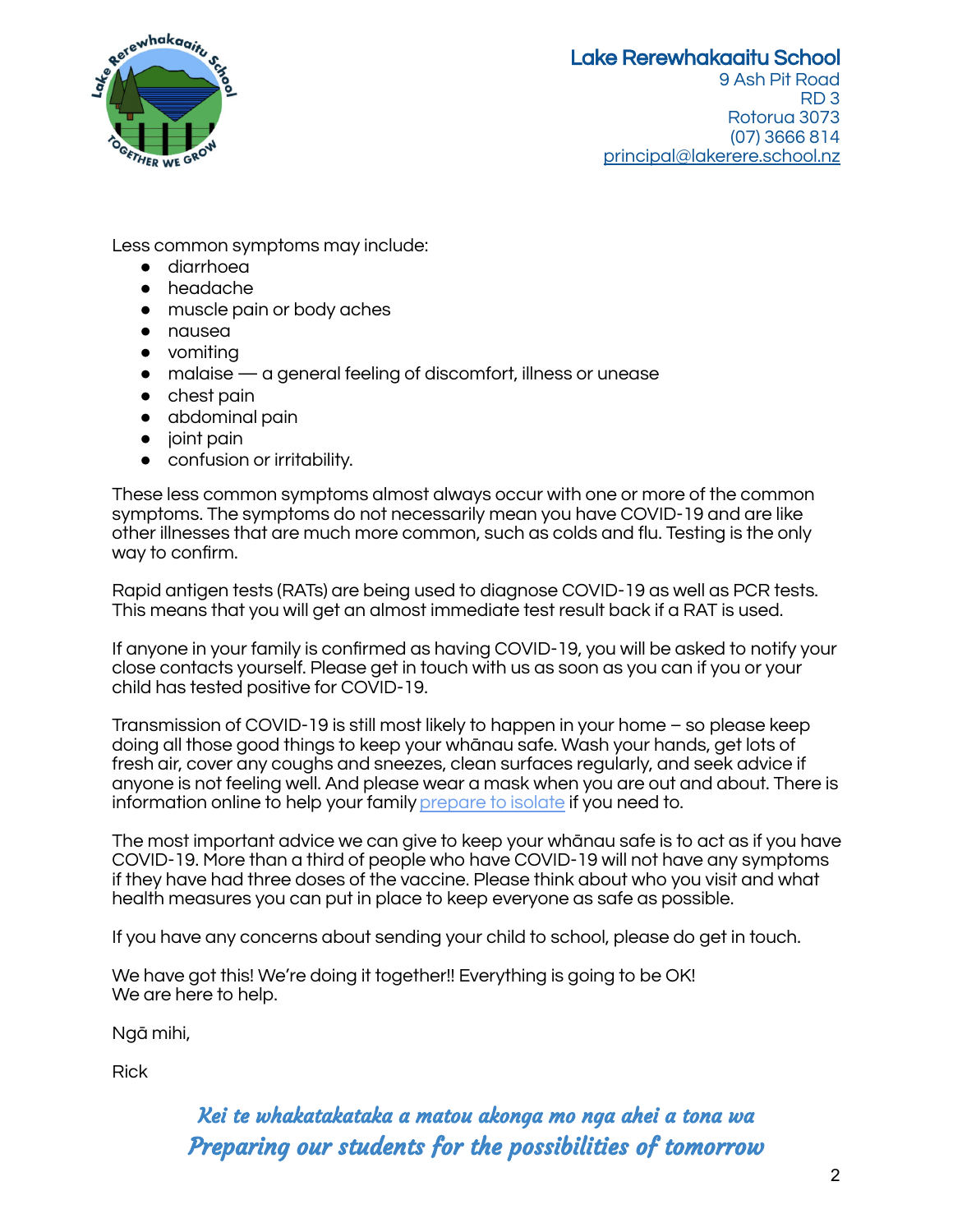Lake Rerewhakaaitu School
9 Ash Pit Road
RD 3
Rotorua 3073
(07) 3666 814
principal@lakerere.school.nz

Less common symptoms may include:

- diarrhoea
- headache
- muscle pain or body aches
- nausea
- vomiting
- malaise — a general feeling of discomfort, illness or unease
- chest pain
- abdominal pain
- joint pain
- confusion or irritability.

These less common symptoms almost always occur with one or more of the common symptoms. The symptoms do not necessarily mean you have COVID-19 and are like other illnesses that are much more common, such as colds and flu. Testing is the only way to confirm.

Rapid antigen tests (RATs) are being used to diagnose COVID-19 as well as PCR tests. This means that you will get an almost immediate test result back if a RAT is used.

If anyone in your family is confirmed as having COVID-19, you will be asked to notify your close contacts yourself. Please get in touch with us as soon as you can if you or your child has tested positive for COVID-19.

Transmission of COVID-19 is still most likely to happen in your home – so please keep doing all those good things to keep your whānau safe. Wash your hands, get lots of fresh air, cover any coughs and sneezes, clean surfaces regularly, and seek advice if anyone is not feeling well. And please wear a mask when you are out and about. There is information online to help your family prepare to isolate if you need to.

The most important advice we can give to keep your whānau safe is to act as if you have COVID-19. More than a third of people who have COVID-19 will not have any symptoms if they have had three doses of the vaccine. Please think about who you visit and what health measures you can put in place to keep everyone as safe as possible.

If you have any concerns about sending your child to school, please do get in touch.

We have got this! We're doing it together!! Everything is going to be OK!
We are here to help.

Ngā mihi,

Rick

*Kei te whakatakataka a matou akonga mo nga ahei a tona wa*
*Preparing our students for the possibilities of tomorrow*